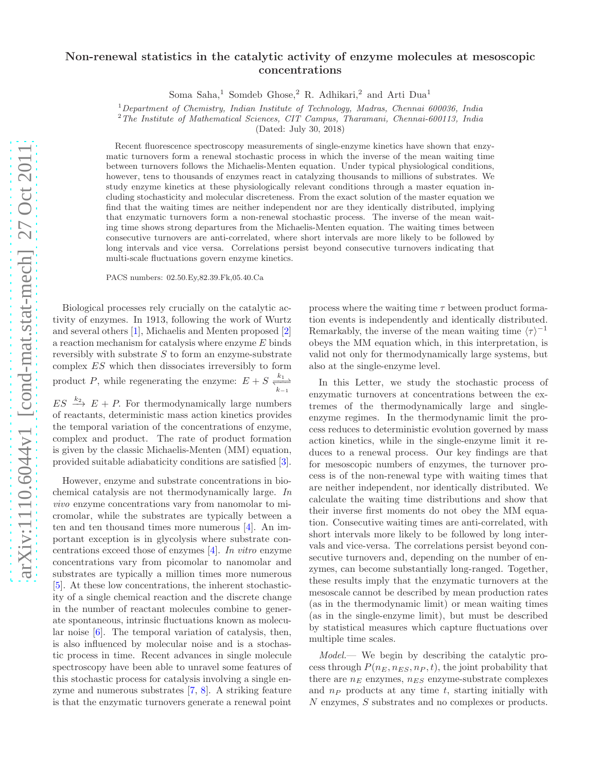# Non-renewal statistics in the catalytic activity of enzyme molecules at mesoscopic concentrations

Soma Saha,[1] Somdeb Ghose,[2] R. Adhikari,[2] and Arti Dua[1]

[1] *Department of Chemistry, Indian Institute of Technology, Madras, Chennai 600036, India*
[2] *The Institute of Mathematical Sciences, CIT Campus, Taramani, Chennai-600113, India*

(Dated: July 30, 2018)

Recent fluorescence spectroscopy measurements of single-enzyme kinetics have shown that enzymatic turnovers form a renewal stochastic process in which the inverse of the mean waiting time between turnovers follows the Michaelis-Menten equation. Under typical physiological conditions, however, tens to thousands of enzymes react in catalyzing thousands to millions of substrates. We study enzyme kinetics at these physiologically relevant conditions through a master equation including stochasticity and molecular discreteness. From the exact solution of the master equation we find that the waiting times are neither independent nor are they identically distributed, implying that enzymatic turnovers form a non-renewal stochastic process. The inverse of the mean waiting time shows strong departures from the Michaelis-Menten equation. The waiting times between consecutive turnovers are anti-correlated, where short intervals are more likely to be followed by long intervals and vice versa. Correlations persist beyond consecutive turnovers indicating that multi-scale fluctuations govern enzyme kinetics.

PACS numbers: 02.50.Ey,82.39.Fk,05.40.Ca

Biological processes rely crucially on the catalytic activity of enzymes. In 1913, following the work of Wurtz and several others [1], Michaelis and Menten proposed [2] a reaction mechanism for catalysis where enzyme $E$ binds reversibly with substrate $S$ to form an enzyme-substrate complex $ES$ which then dissociates irreversibly to form product $P$, while regenerating the enzyme: $E + S \underset{k_{-1}}{\overset{k_1}{\rightleftharpoons}} ES \xrightarrow{k_2} E + P$. For thermodynamically large numbers of reactants, deterministic mass action kinetics provides the temporal variation of the concentrations of enzyme, complex and product. The rate of product formation is given by the classic Michaelis-Menten (MM) equation, provided suitable adiabaticity conditions are satisfied [3].

However, enzyme and substrate concentrations in biochemical catalysis are not thermodynamically large. *In vivo* enzyme concentrations vary from nanomolar to micromolar, while the substrates are typically between a ten and ten thousand times more numerous [4]. An important exception is in glycolysis where substrate concentrations exceed those of enzymes [4]. *In vitro* enzyme concentrations vary from picomolar to nanomolar and substrates are typically a million times more numerous [5]. At these low concentrations, the inherent stochasticity of a single chemical reaction and the discrete change in the number of reactant molecules combine to generate spontaneous, intrinsic fluctuations known as molecular noise [6]. The temporal variation of catalysis, then, is also influenced by molecular noise and is a stochastic process in time. Recent advances in single molecule spectroscopy have been able to unravel some features of this stochastic process for catalysis involving a single enzyme and numerous substrates [7, 8]. A striking feature is that the enzymatic turnovers generate a renewal point process where the waiting time $\tau$ between product formation events is independently and identically distributed. Remarkably, the inverse of the mean waiting time $\langle\tau\rangle^{-1}$ obeys the MM equation which, in this interpretation, is valid not only for thermodynamically large systems, but also at the single-enzyme level.

In this Letter, we study the stochastic process of enzymatic turnovers at concentrations between the extremes of the thermodynamically large and single-enzyme regimes. In the thermodynamic limit the process reduces to deterministic evolution governed by mass action kinetics, while in the single-enzyme limit it reduces to a renewal process. Our key findings are that for mesoscopic numbers of enzymes, the turnover process is of the non-renewal type with waiting times that are neither independent, nor identically distributed. We calculate the waiting time distributions and show that their inverse first moments do not obey the MM equation. Consecutive waiting times are anti-correlated, with short intervals more likely to be followed by long intervals and vice-versa. The correlations persist beyond consecutive turnovers and, depending on the number of enzymes, can become substantially long-ranged. Together, these results imply that the enzymatic turnovers at the mesoscale cannot be described by mean production rates (as in the thermodynamic limit) or mean waiting times (as in the single-enzyme limit), but must be described by statistical measures which capture fluctuations over multiple time scales.

*Model.*— We begin by describing the catalytic process through $P(n_E, n_{ES}, n_P, t)$, the joint probability that there are $n_E$ enzymes, $n_{ES}$ enzyme-substrate complexes and $n_P$ products at any time $t$, starting initially with $N$ enzymes, $S$ substrates and no complexes or products.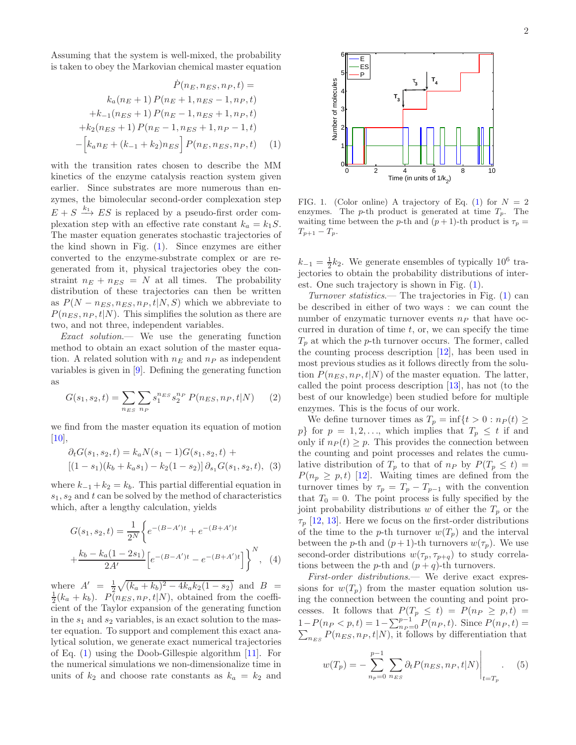Assuming that the system is well-mixed, the probability is taken to obey the Markovian chemical master equation

$$
\begin{aligned}
&\dot{P}(n_E, n_{ES}, n_P, t) = \\
&\quad k_a(n_E+1)\,P(n_E+1, n_{ES}-1, n_P, t) \\
&\quad + k_{-1}(n_{ES}+1)\,P(n_E-1, n_{ES}+1, n_P, t) \\
&\quad + k_2(n_{ES}+1)\,P(n_E-1, n_{ES}+1, n_P-1, t) \\
&\quad - \Big[k_a n_E + (k_{-1}+k_2)n_{ES}\Big]\,P(n_E, n_{ES}, n_P, t) \qquad (1)
\end{aligned}
$$

with the transition rates chosen to describe the MM kinetics of the enzyme catalysis reaction system given earlier. Since substrates are more numerous than enzymes, the bimolecular second-order complexation step $E + S \xrightarrow{k_1} ES$ is replaced by a pseudo-first order complexation step with an effective rate constant $k_a = k_1 S$. The master equation generates stochastic trajectories of the kind shown in Fig. (1). Since enzymes are either converted to the enzyme-substrate complex or are regenerated from it, physical trajectories obey the constraint $n_E + n_{ES} = N$ at all times. The probability distribution of these trajectories can then be written as $P(N - n_{ES}, n_{ES}, n_P, t|N, S)$ which we abbreviate to $P(n_{ES}, n_P, t|N)$. This simplifies the solution as there are two, and not three, independent variables.

*Exact solution.*— We use the generating function method to obtain an exact solution of the master equation. A related solution with $n_E$ and $n_P$ as independent variables is given in [9]. Defining the generating function as

$$
G(s_1, s_2, t) = \sum_{n_{ES}} \sum_{n_P} s_1^{n_{ES}} s_2^{n_P}\, P(n_{ES}, n_P, t|N) \qquad (2)
$$

we find from the master equation its equation of motion [10],

$$
\begin{aligned}
&\partial_t G(s_1, s_2, t) = k_a N(s_1 - 1) G(s_1, s_2, t) + \\
&[(1 - s_1)(k_b + k_a s_1) - k_2(1 - s_2)]\, \partial_{s_1} G(s_1, s_2, t), \quad (3)
\end{aligned}
$$

where $k_{-1} + k_2 = k_b$. This partial differential equation in $s_1, s_2$ and $t$ can be solved by the method of characteristics which, after a lengthy calculation, yields

$$
\begin{aligned}
G(s_1, s_2, t) = \frac{1}{2^N}\Bigg\{ & e^{-(B-A')t} + e^{-(B+A')t} \\
& + \frac{k_b - k_a(1 - 2s_1)}{2A'}\Big[e^{-(B-A')t} - e^{-(B+A')t}\Big]\Bigg\}^N, \quad (4)
\end{aligned}
$$

where $A' = \frac{1}{2}\sqrt{(k_a + k_b)^2 - 4k_a k_2(1 - s_2)}$ and $B = \frac{1}{2}(k_a + k_b)$. $P(n_{ES}, n_P, t|N)$, obtained from the coefficient of the Taylor expansion of the generating function in the $s_1$ and $s_2$ variables, is an exact solution to the master equation. To support and complement this exact analytical solution, we generate exact numerical trajectories of Eq. (1) using the Doob-Gillespie algorithm [11]. For the numerical simulations we non-dimensionalize time in units of $k_2$ and choose rate constants as $k_a = k_2$ and $k_{-1} = \frac{1}{2}k_2$. We generate ensembles of typically $10^6$ trajectories to obtain the probability distributions of interest. One such trajectory is shown in Fig. (1).

FIG. 1. (Color online) A trajectory of Eq. (1) for $N = 2$ enzymes. The $p$-th product is generated at time $T_p$. The waiting time between the $p$-th and $(p+1)$-th product is $\tau_p = T_{p+1} - T_p$.

*Turnover statistics.*— The trajectories in Fig. (1) can be described in either of two ways : we can count the number of enzymatic turnover events $n_P$ that have occurred in duration of time $t$, or, we can specify the time $T_p$ at which the $p$-th turnover occurs. The former, called the counting process description [12], has been used in most previous studies as it follows directly from the solution $P(n_{ES}, n_P, t|N)$ of the master equation. The latter, called the point process description [13], has not (to the best of our knowledge) been studied before for multiple enzymes. This is the focus of our work.

We define turnover times as $T_p = \inf\{t > 0 : n_P(t) \geq p\}$ for $p = 1, 2, \ldots$, which implies that $T_p \leq t$ if and only if $n_P(t) \geq p$. This provides the connection between the counting and point processes and relates the cumulative distribution of $T_p$ to that of $n_P$ by $P(T_p \leq t) = P(n_p \geq p, t)$ [12]. Waiting times are defined from the turnover times by $\tau_p = T_p - T_{p-1}$ with the convention that $T_0 = 0$. The point process is fully specified by the joint probability distributions $w$ of either the $T_p$ or the $\tau_p$ [12, 13]. Here we focus on the first-order distributions of the time to the $p$-th turnover $w(T_p)$ and the interval between the $p$-th and $(p+1)$-th turnovers $w(\tau_p)$. We use second-order distributions $w(\tau_p, \tau_{p+q})$ to study correlations between the $p$-th and $(p+q)$-th turnovers.

*First-order distributions.*— We derive exact expressions for $w(T_p)$ from the master equation solution using the connection between the counting and point processes. It follows that $P(T_p \leq t) = P(n_P \geq p, t) = 1 - P(n_P < p, t) = 1 - \sum_{n_P=0}^{p-1} P(n_P, t)$. Since $P(n_P, t) = \sum_{n_{ES}} P(n_{ES}, n_P, t|N)$, it follows by differentiation that

$$
w(T_p) = -\sum_{n_p=0}^{p-1} \sum_{n_{ES}} \partial_t P(n_{ES}, n_P, t|N)\Bigg|_{t=T_p}. \qquad (5)
$$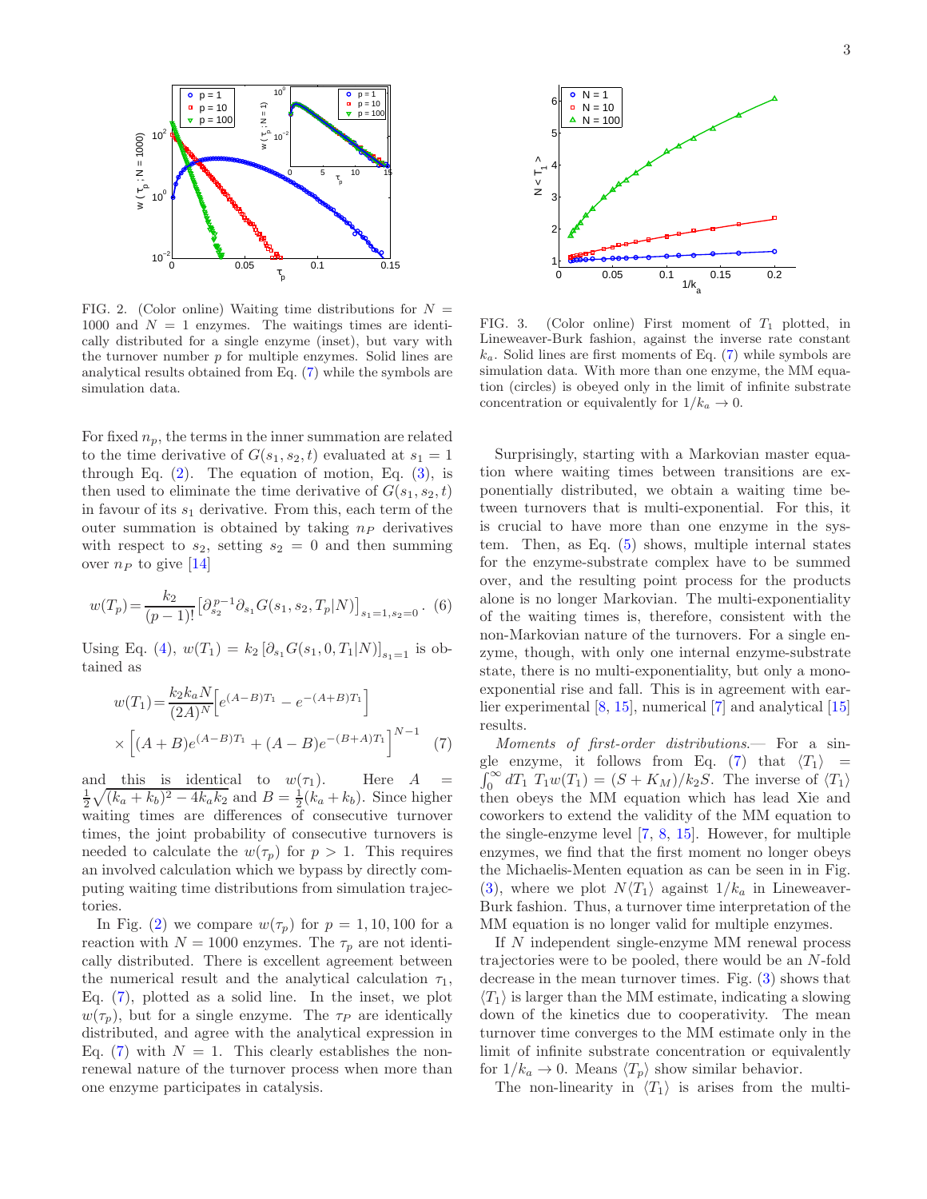FIG. 2. (Color online) Waiting time distributions for $N = 1000$ and $N = 1$ enzymes. The waitings times are identically distributed for a single enzyme (inset), but vary with the turnover number $p$ for multiple enzymes. Solid lines are analytical results obtained from Eq. (7) while the symbols are simulation data.

FIG. 3. (Color online) First moment of $T_1$ plotted, in Lineweaver-Burk fashion, against the inverse rate constant $k_a$. Solid lines are first moments of Eq. (7) while symbols are simulation data. With more than one enzyme, the MM equation (circles) is obeyed only in the limit of infinite substrate concentration or equivalently for $1/k_a \to 0$.

For fixed $n_p$, the terms in the inner summation are related to the time derivative of $G(s_1, s_2, t)$ evaluated at $s_1 = 1$ through Eq. (2). The equation of motion, Eq. (3), is then used to eliminate the time derivative of $G(s_1, s_2, t)$ in favour of its $s_1$ derivative. From this, each term of the outer summation is obtained by taking $n_P$ derivatives with respect to $s_2$, setting $s_2 = 0$ and then summing over $n_P$ to give [14]

$$w(T_p) = \frac{k_2}{(p-1)!}\left[\partial_{s_2}^{p-1}\partial_{s_1} G(s_1, s_2, T_p|N)\right]_{s_1=1, s_2=0}. \quad (6)$$

Using Eq. (4), $w(T_1) = k_2 \left[\partial_{s_1} G(s_1, 0, T_1|N)\right]_{s_1=1}$ is obtained as

$$w(T_1) = \frac{k_2 k_a N}{(2A)^N}\Big[e^{(A-B)T_1} - e^{-(A+B)T_1}\Big] \times \Big[(A+B)e^{(A-B)T_1} + (A-B)e^{-(B+A)T_1}\Big]^{N-1} \quad (7)$$

and this is identical to $w(\tau_1)$. Here $A = \frac{1}{2}\sqrt{(k_a + k_b)^2 - 4k_a k_2}$ and $B = \frac{1}{2}(k_a + k_b)$. Since higher waiting times are differences of consecutive turnover times, the joint probability of consecutive turnovers is needed to calculate the $w(\tau_p)$ for $p > 1$. This requires an involved calculation which we bypass by directly computing waiting time distributions from simulation trajectories.

In Fig. (2) we compare $w(\tau_p)$ for $p = 1, 10, 100$ for a reaction with $N = 1000$ enzymes. The $\tau_p$ are not identically distributed. There is excellent agreement between the numerical result and the analytical calculation $\tau_1$, Eq. (7), plotted as a solid line. In the inset, we plot $w(\tau_p)$, but for a single enzyme. The $\tau_P$ are identically distributed, and agree with the analytical expression in Eq. (7) with $N = 1$. This clearly establishes the non-renewal nature of the turnover process when more than one enzyme participates in catalysis.

Surprisingly, starting with a Markovian master equation where waiting times between transitions are exponentially distributed, we obtain a waiting time between turnovers that is multi-exponential. For this, it is crucial to have more than one enzyme in the system. Then, as Eq. (5) shows, multiple internal states for the enzyme-substrate complex have to be summed over, and the resulting point process for the products alone is no longer Markovian. The multi-exponentiality of the waiting times is, therefore, consistent with the non-Markovian nature of the turnovers. For a single enzyme, though, with only one internal enzyme-substrate state, there is no multi-exponentiality, but only a mono-exponential rise and fall. This is in agreement with earlier experimental [8, 15], numerical [7] and analytical [15] results.

*Moments of first-order distributions.*— For a single enzyme, it follows from Eq. (7) that $\langle T_1 \rangle = \int_0^\infty dT_1\, T_1 w(T_1) = (S + K_M)/k_2 S$. The inverse of $\langle T_1 \rangle$ then obeys the MM equation which has lead Xie and coworkers to extend the validity of the MM equation to the single-enzyme level [7, 8, 15]. However, for multiple enzymes, we find that the first moment no longer obeys the Michaelis-Menten equation as can be seen in in Fig. (3), where we plot $N\langle T_1 \rangle$ against $1/k_a$ in Lineweaver-Burk fashion. Thus, a turnover time interpretation of the MM equation is no longer valid for multiple enzymes.

If $N$ independent single-enzyme MM renewal process trajectories were to be pooled, there would be an $N$-fold decrease in the mean turnover times. Fig. (3) shows that $\langle T_1 \rangle$ is larger than the MM estimate, indicating a slowing down of the kinetics due to cooperativity. The mean turnover time converges to the MM estimate only in the limit of infinite substrate concentration or equivalently for $1/k_a \to 0$. Means $\langle T_p \rangle$ show similar behavior.

The non-linearity in $\langle T_1 \rangle$ is arises from the multi-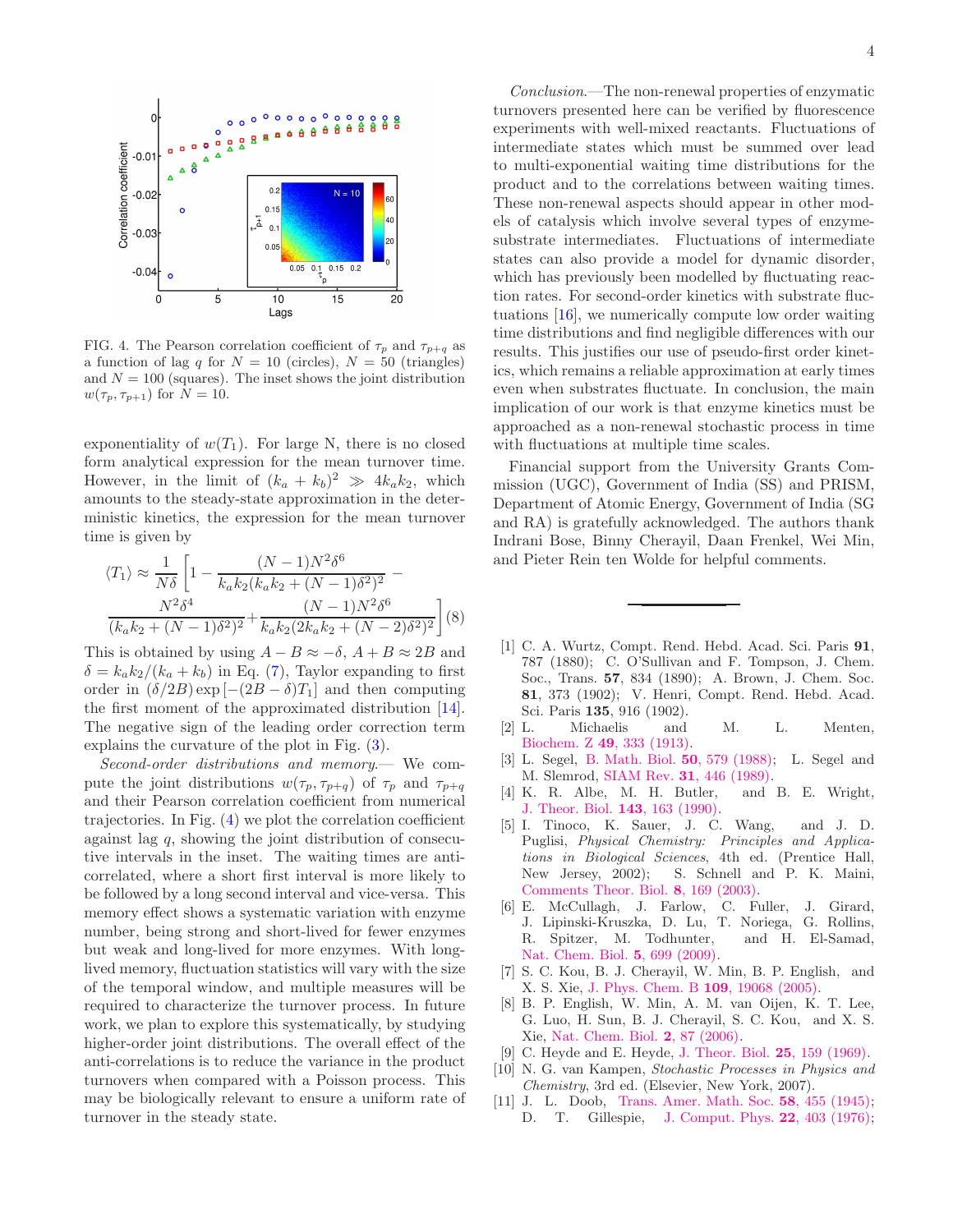FIG. 4. The Pearson correlation coefficient of $\tau_p$ and $\tau_{p+q}$ as a function of lag $q$ for $N = 10$ (circles), $N = 50$ (triangles) and $N = 100$ (squares). The inset shows the joint distribution $w(\tau_p, \tau_{p+1})$ for $N = 10$.

exponentiality of $w(T_1)$. For large N, there is no closed form analytical expression for the mean turnover time. However, in the limit of $(k_a + k_b)^2 \gg 4k_a k_2$, which amounts to the steady-state approximation in the deterministic kinetics, the expression for the mean turnover time is given by

$$\langle T_1 \rangle \approx \frac{1}{N\delta}\left[1 - \frac{(N-1)N^2\delta^6}{k_a k_2(k_a k_2 + (N-1)\delta^2)^2} - \frac{N^2\delta^4}{(k_a k_2 + (N-1)\delta^2)^2} + \frac{(N-1)N^2\delta^6}{k_a k_2(2k_a k_2 + (N-2)\delta^2)^2}\right] \quad (8)$$

This is obtained by using $A - B \approx -\delta$, $A + B \approx 2B$ and $\delta = k_a k_2/(k_a + k_b)$ in Eq. (7), Taylor expanding to first order in $(\delta/2B)\exp[-(2B-\delta)T_1]$ and then computing the first moment of the approximated distribution [14]. The negative sign of the leading order correction term explains the curvature of the plot in Fig. (3).

*Second-order distributions and memory.*— We compute the joint distributions $w(\tau_p, \tau_{p+q})$ of $\tau_p$ and $\tau_{p+q}$ and their Pearson correlation coefficient from numerical trajectories. In Fig. (4) we plot the correlation coefficient against lag $q$, showing the joint distribution of consecutive intervals in the inset. The waiting times are anti-correlated, where a short first interval is more likely to be followed by a long second interval and vice-versa. This memory effect shows a systematic variation with enzyme number, being strong and short-lived for fewer enzymes but weak and long-lived for more enzymes. With long-lived memory, fluctuation statistics will vary with the size of the temporal window, and multiple measures will be required to characterize the turnover process. In future work, we plan to explore this systematically, by studying higher-order joint distributions. The overall effect of the anti-correlations is to reduce the variance in the product turnovers when compared with a Poisson process. This may be biologically relevant to ensure a uniform rate of turnover in the steady state.

*Conclusion.*—The non-renewal properties of enzymatic turnovers presented here can be verified by fluorescence experiments with well-mixed reactants. Fluctuations of intermediate states which must be summed over lead to multi-exponential waiting time distributions for the product and to the correlations between waiting times. These non-renewal aspects should appear in other models of catalysis which involve several types of enzyme-substrate intermediates. Fluctuations of intermediate states can also provide a model for dynamic disorder, which has previously been modelled by fluctuating reaction rates. For second-order kinetics with substrate fluctuations [16], we numerically compute low order waiting time distributions and find negligible differences with our results. This justifies our use of pseudo-first order kinetics, which remains a reliable approximation at early times even when substrates fluctuate. In conclusion, the main implication of our work is that enzyme kinetics must be approached as a non-renewal stochastic process in time with fluctuations at multiple time scales.

Financial support from the University Grants Commission (UGC), Government of India (SS) and PRISM, Department of Atomic Energy, Government of India (SG and RA) is gratefully acknowledged. The authors thank Indrani Bose, Binny Cherayil, Daan Frenkel, Wei Min, and Pieter Rein ten Wolde for helpful comments.

---

[1] C. A. Wurtz, Compt. Rend. Hebd. Acad. Sci. Paris **91**, 787 (1880); C. O'Sullivan and F. Tompson, J. Chem. Soc., Trans. **57**, 834 (1890); A. Brown, J. Chem. Soc. **81**, 373 (1902); V. Henri, Compt. Rend. Hebd. Acad. Sci. Paris **135**, 916 (1902).

[2] L. Michaelis and M. L. Menten, Biochem. Z **49**, 333 (1913).

[3] L. Segel, B. Math. Biol. **50**, 579 (1988); L. Segel and M. Slemrod, SIAM Rev. **31**, 446 (1989).

[4] K. R. Albe, M. H. Butler, and B. E. Wright, J. Theor. Biol. **143**, 163 (1990).

[5] I. Tinoco, K. Sauer, J. C. Wang, and J. D. Puglisi, *Physical Chemistry: Principles and Applications in Biological Sciences*, 4th ed. (Prentice Hall, New Jersey, 2002); S. Schnell and P. K. Maini, Comments Theor. Biol. **8**, 169 (2003).

[6] E. McCullagh, J. Farlow, C. Fuller, J. Girard, J. Lipinski-Kruszka, D. Lu, T. Noriega, G. Rollins, R. Spitzer, M. Todhunter, and H. El-Samad, Nat. Chem. Biol. **5**, 699 (2009).

[7] S. C. Kou, B. J. Cherayil, W. Min, B. P. English, and X. S. Xie, J. Phys. Chem. B **109**, 19068 (2005).

[8] B. P. English, W. Min, A. M. van Oijen, K. T. Lee, G. Luo, H. Sun, B. J. Cherayil, S. C. Kou, and X. S. Xie, Nat. Chem. Biol. **2**, 87 (2006).

[9] C. Heyde and E. Heyde, J. Theor. Biol. **25**, 159 (1969).

[10] N. G. van Kampen, *Stochastic Processes in Physics and Chemistry*, 3rd ed. (Elsevier, New York, 2007).

[11] J. L. Doob, Trans. Amer. Math. Soc. **58**, 455 (1945); D. T. Gillespie, J. Comput. Phys. **22**, 403 (1976);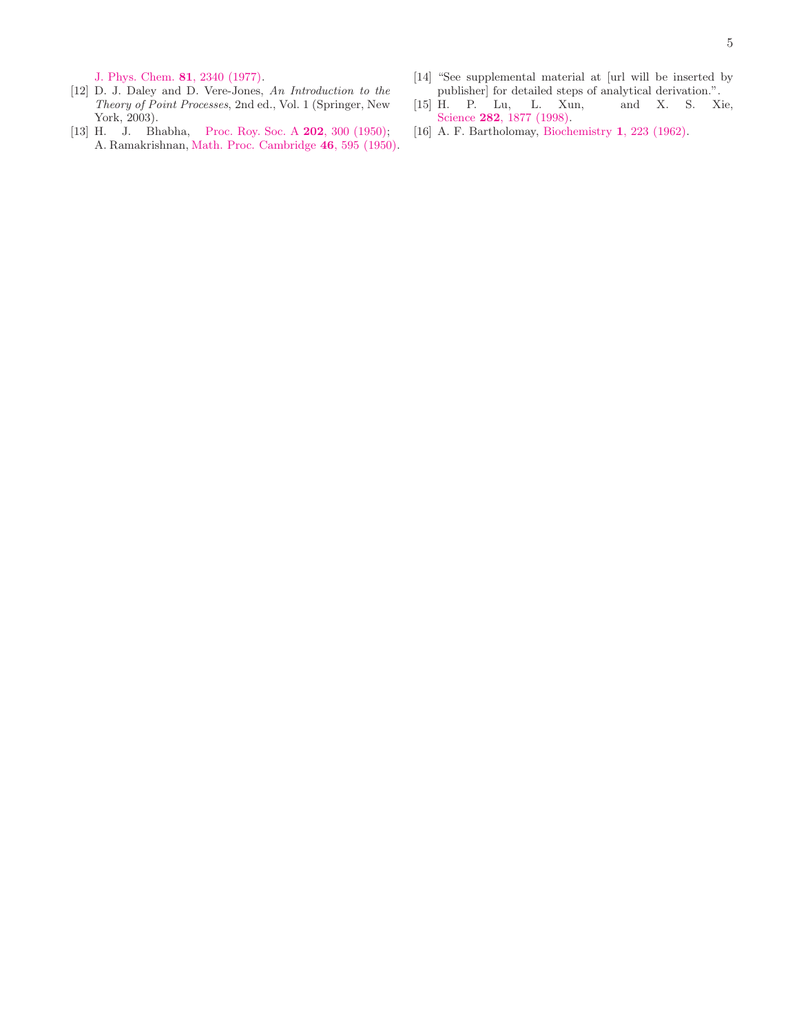J. Phys. Chem. **81**, 2340 (1977).

[12] D. J. Daley and D. Vere-Jones, *An Introduction to the Theory of Point Processes*, 2nd ed., Vol. 1 (Springer, New York, 2003).

[13] H. J. Bhabha, Proc. Roy. Soc. A **202**, 300 (1950); A. Ramakrishnan, Math. Proc. Cambridge **46**, 595 (1950).

[14] "See supplemental material at [url will be inserted by publisher] for detailed steps of analytical derivation.".

[15] H. P. Lu, L. Xun, and X. S. Xie, Science **282**, 1877 (1998).

[16] A. F. Bartholomay, Biochemistry **1**, 223 (1962).